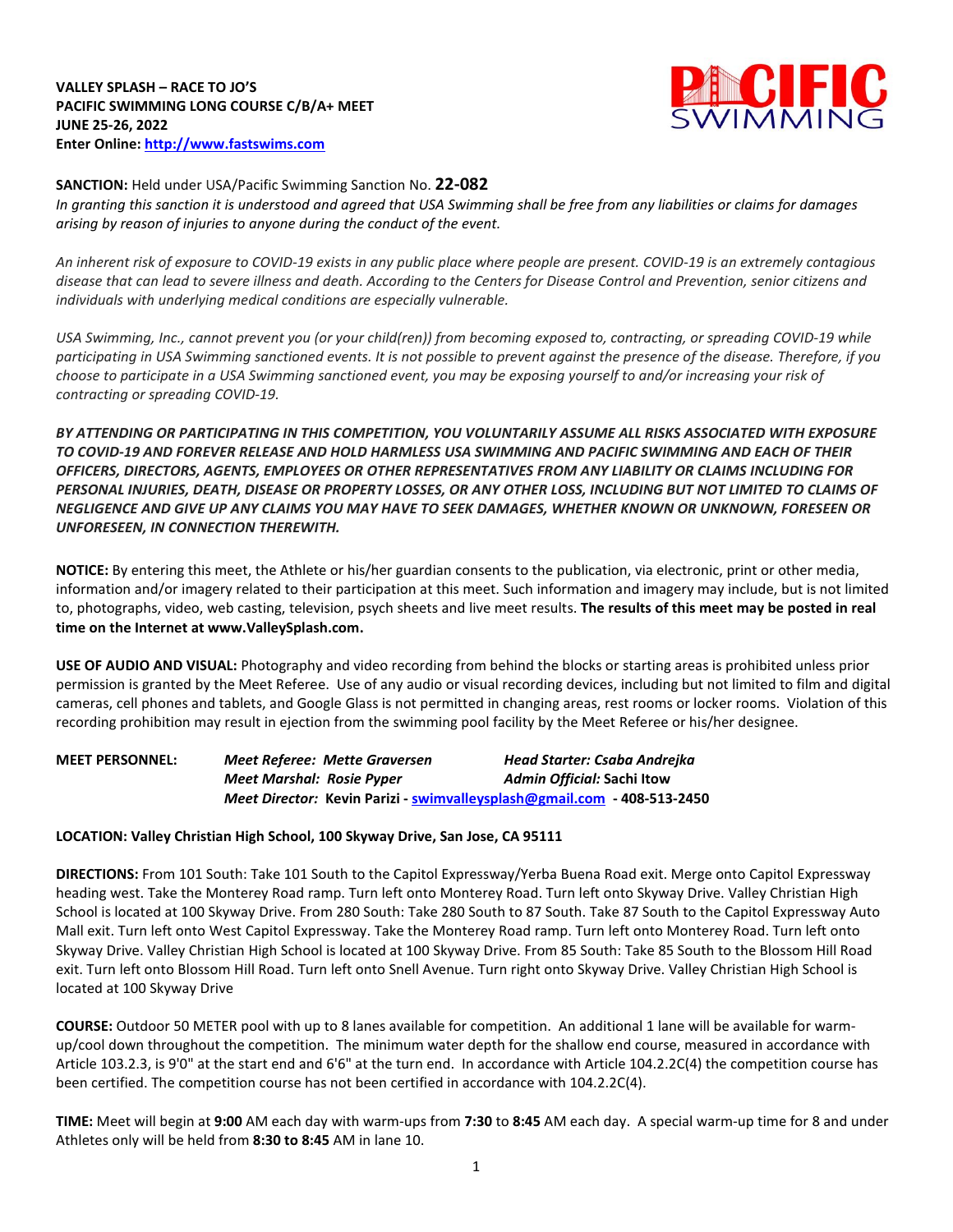**VALLEY SPLASH – RACE TO JO'S**
**PACIFIC SWIMMING LONG COURSE C/B/A+ MEET**
**JUNE 25-26, 2022**
**Enter Online: http://www.fastswims.com**

**SANCTION:** Held under USA/Pacific Swimming Sanction No. **22-082**
*In granting this sanction it is understood and agreed that USA Swimming shall be free from any liabilities or claims for damages arising by reason of injuries to anyone during the conduct of the event.*

*An inherent risk of exposure to COVID-19 exists in any public place where people are present. COVID-19 is an extremely contagious disease that can lead to severe illness and death. According to the Centers for Disease Control and Prevention, senior citizens and individuals with underlying medical conditions are especially vulnerable.*

*USA Swimming, Inc., cannot prevent you (or your child(ren)) from becoming exposed to, contracting, or spreading COVID-19 while participating in USA Swimming sanctioned events. It is not possible to prevent against the presence of the disease. Therefore, if you choose to participate in a USA Swimming sanctioned event, you may be exposing yourself to and/or increasing your risk of contracting or spreading COVID-19.*

***BY ATTENDING OR PARTICIPATING IN THIS COMPETITION, YOU VOLUNTARILY ASSUME ALL RISKS ASSOCIATED WITH EXPOSURE TO COVID-19 AND FOREVER RELEASE AND HOLD HARMLESS USA SWIMMING AND PACIFIC SWIMMING AND EACH OF THEIR OFFICERS, DIRECTORS, AGENTS, EMPLOYEES OR OTHER REPRESENTATIVES FROM ANY LIABILITY OR CLAIMS INCLUDING FOR PERSONAL INJURIES, DEATH, DISEASE OR PROPERTY LOSSES, OR ANY OTHER LOSS, INCLUDING BUT NOT LIMITED TO CLAIMS OF NEGLIGENCE AND GIVE UP ANY CLAIMS YOU MAY HAVE TO SEEK DAMAGES, WHETHER KNOWN OR UNKNOWN, FORESEEN OR UNFORESEEN, IN CONNECTION THEREWITH.***

**NOTICE:** By entering this meet, the Athlete or his/her guardian consents to the publication, via electronic, print or other media, information and/or imagery related to their participation at this meet. Such information and imagery may include, but is not limited to, photographs, video, web casting, television, psych sheets and live meet results. **The results of this meet may be posted in real time on the Internet at www.ValleySplash.com.**

**USE OF AUDIO AND VISUAL:** Photography and video recording from behind the blocks or starting areas is prohibited unless prior permission is granted by the Meet Referee. Use of any audio or visual recording devices, including but not limited to film and digital cameras, cell phones and tablets, and Google Glass is not permitted in changing areas, rest rooms or locker rooms. Violation of this recording prohibition may result in ejection from the swimming pool facility by the Meet Referee or his/her designee.

**MEET PERSONNEL:**
***Meet Referee: Mette Graversen*** — ***Head Starter: Csaba Andrejka***
***Meet Marshal: Rosie Pyper*** — ***Admin Official:* Sachi Itow**
***Meet Director:* Kevin Parizi - swimvalleysplash@gmail.com - 408-513-2450**

**LOCATION: Valley Christian High School, 100 Skyway Drive, San Jose, CA 95111**

**DIRECTIONS:** From 101 South: Take 101 South to the Capitol Expressway/Yerba Buena Road exit. Merge onto Capitol Expressway heading west. Take the Monterey Road ramp. Turn left onto Monterey Road. Turn left onto Skyway Drive. Valley Christian High School is located at 100 Skyway Drive. From 280 South: Take 280 South to 87 South. Take 87 South to the Capitol Expressway Auto Mall exit. Turn left onto West Capitol Expressway. Take the Monterey Road ramp. Turn left onto Monterey Road. Turn left onto Skyway Drive. Valley Christian High School is located at 100 Skyway Drive. From 85 South: Take 85 South to the Blossom Hill Road exit. Turn left onto Blossom Hill Road. Turn left onto Snell Avenue. Turn right onto Skyway Drive. Valley Christian High School is located at 100 Skyway Drive

**COURSE:** Outdoor 50 METER pool with up to 8 lanes available for competition. An additional 1 lane will be available for warm-up/cool down throughout the competition. The minimum water depth for the shallow end course, measured in accordance with Article 103.2.3, is 9'0" at the start end and 6'6" at the turn end. In accordance with Article 104.2.2C(4) the competition course has been certified. The competition course has not been certified in accordance with 104.2.2C(4).

**TIME:** Meet will begin at **9:00** AM each day with warm-ups from **7:30** to **8:45** AM each day. A special warm-up time for 8 and under Athletes only will be held from **8:30 to 8:45** AM in lane 10.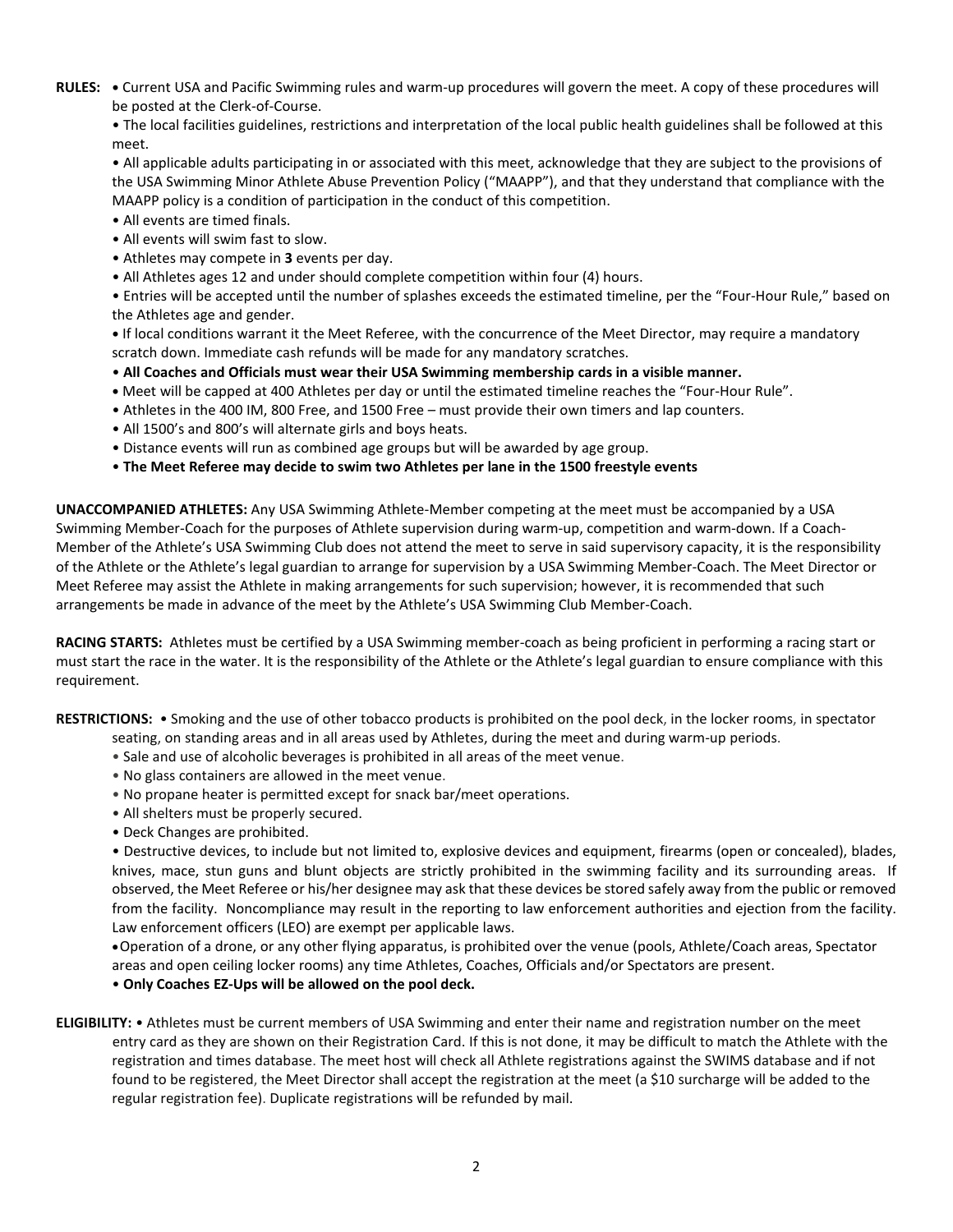**RULES:** • Current USA and Pacific Swimming rules and warm-up procedures will govern the meet. A copy of these procedures will be posted at the Clerk-of-Course.

• The local facilities guidelines, restrictions and interpretation of the local public health guidelines shall be followed at this meet.

• All applicable adults participating in or associated with this meet, acknowledge that they are subject to the provisions of the USA Swimming Minor Athlete Abuse Prevention Policy ("MAAPP"), and that they understand that compliance with the MAAPP policy is a condition of participation in the conduct of this competition.

• All events are timed finals.
• All events will swim fast to slow.
• Athletes may compete in **3** events per day.
• All Athletes ages 12 and under should complete competition within four (4) hours.
• Entries will be accepted until the number of splashes exceeds the estimated timeline, per the "Four-Hour Rule," based on the Athletes age and gender.
• If local conditions warrant it the Meet Referee, with the concurrence of the Meet Director, may require a mandatory scratch down. Immediate cash refunds will be made for any mandatory scratches.
• **All Coaches and Officials must wear their USA Swimming membership cards in a visible manner.**
• Meet will be capped at 400 Athletes per day or until the estimated timeline reaches the "Four-Hour Rule".
• Athletes in the 400 IM, 800 Free, and 1500 Free – must provide their own timers and lap counters.
• All 1500's and 800's will alternate girls and boys heats.
• Distance events will run as combined age groups but will be awarded by age group.
• **The Meet Referee may decide to swim two Athletes per lane in the 1500 freestyle events**

**UNACCOMPANIED ATHLETES:** Any USA Swimming Athlete-Member competing at the meet must be accompanied by a USA Swimming Member-Coach for the purposes of Athlete supervision during warm-up, competition and warm-down. If a Coach-Member of the Athlete's USA Swimming Club does not attend the meet to serve in said supervisory capacity, it is the responsibility of the Athlete or the Athlete's legal guardian to arrange for supervision by a USA Swimming Member-Coach. The Meet Director or Meet Referee may assist the Athlete in making arrangements for such supervision; however, it is recommended that such arrangements be made in advance of the meet by the Athlete's USA Swimming Club Member-Coach.

**RACING STARTS:** Athletes must be certified by a USA Swimming member-coach as being proficient in performing a racing start or must start the race in the water. It is the responsibility of the Athlete or the Athlete's legal guardian to ensure compliance with this requirement.

**RESTRICTIONS:** • Smoking and the use of other tobacco products is prohibited on the pool deck, in the locker rooms, in spectator seating, on standing areas and in all areas used by Athletes, during the meet and during warm-up periods.
• Sale and use of alcoholic beverages is prohibited in all areas of the meet venue.
• No glass containers are allowed in the meet venue.
• No propane heater is permitted except for snack bar/meet operations.
• All shelters must be properly secured.
• Deck Changes are prohibited.
• Destructive devices, to include but not limited to, explosive devices and equipment, firearms (open or concealed), blades, knives, mace, stun guns and blunt objects are strictly prohibited in the swimming facility and its surrounding areas. If observed, the Meet Referee or his/her designee may ask that these devices be stored safely away from the public or removed from the facility. Noncompliance may result in the reporting to law enforcement authorities and ejection from the facility. Law enforcement officers (LEO) are exempt per applicable laws.
• Operation of a drone, or any other flying apparatus, is prohibited over the venue (pools, Athlete/Coach areas, Spectator areas and open ceiling locker rooms) any time Athletes, Coaches, Officials and/or Spectators are present.
• **Only Coaches EZ-Ups will be allowed on the pool deck.**

**ELIGIBILITY:** • Athletes must be current members of USA Swimming and enter their name and registration number on the meet entry card as they are shown on their Registration Card. If this is not done, it may be difficult to match the Athlete with the registration and times database. The meet host will check all Athlete registrations against the SWIMS database and if not found to be registered, the Meet Director shall accept the registration at the meet (a $10 surcharge will be added to the regular registration fee). Duplicate registrations will be refunded by mail.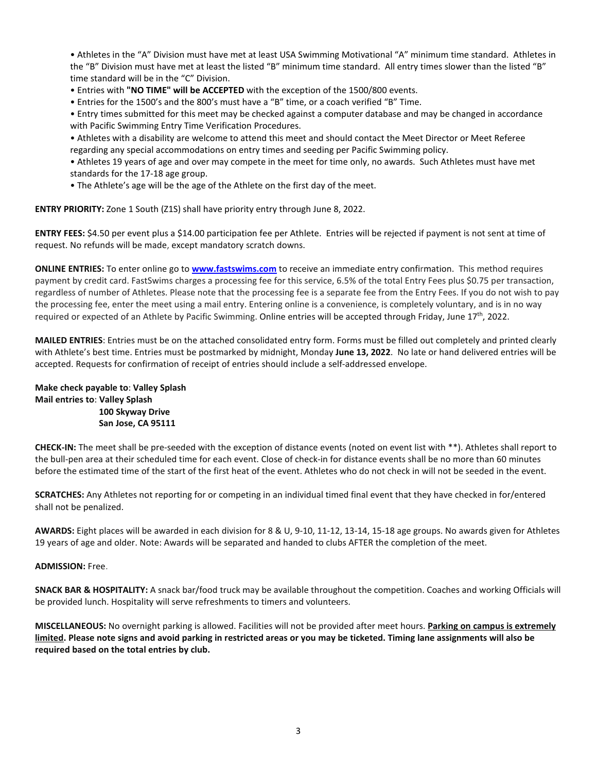- Athletes in the "A" Division must have met at least USA Swimming Motivational "A" minimum time standard. Athletes in the "B" Division must have met at least the listed "B" minimum time standard. All entry times slower than the listed "B" time standard will be in the "C" Division.
- Entries with **"NO TIME" will be ACCEPTED** with the exception of the 1500/800 events.
- Entries for the 1500's and the 800's must have a "B" time, or a coach verified "B" Time.
- Entry times submitted for this meet may be checked against a computer database and may be changed in accordance with Pacific Swimming Entry Time Verification Procedures.
- Athletes with a disability are welcome to attend this meet and should contact the Meet Director or Meet Referee regarding any special accommodations on entry times and seeding per Pacific Swimming policy.
- Athletes 19 years of age and over may compete in the meet for time only, no awards. Such Athletes must have met standards for the 17-18 age group.
- The Athlete's age will be the age of the Athlete on the first day of the meet.

**ENTRY PRIORITY:** Zone 1 South (Z1S) shall have priority entry through June 8, 2022.

**ENTRY FEES:** $4.50 per event plus a $14.00 participation fee per Athlete. Entries will be rejected if payment is not sent at time of request. No refunds will be made, except mandatory scratch downs.

**ONLINE ENTRIES:** To enter online go to **www.fastswims.com** to receive an immediate entry confirmation. This method requires payment by credit card. FastSwims charges a processing fee for this service, 6.5% of the total Entry Fees plus $0.75 per transaction, regardless of number of Athletes. Please note that the processing fee is a separate fee from the Entry Fees. If you do not wish to pay the processing fee, enter the meet using a mail entry. Entering online is a convenience, is completely voluntary, and is in no way required or expected of an Athlete by Pacific Swimming. Online entries will be accepted through Friday, June 17th, 2022.

**MAILED ENTRIES**: Entries must be on the attached consolidated entry form. Forms must be filled out completely and printed clearly with Athlete's best time. Entries must be postmarked by midnight, Monday **June 13, 2022**. No late or hand delivered entries will be accepted. Requests for confirmation of receipt of entries should include a self-addressed envelope.

**Make check payable to**: **Valley Splash**
**Mail entries to**: **Valley Splash**
**100 Skyway Drive**
**San Jose, CA 95111**

**CHECK-IN:** The meet shall be pre-seeded with the exception of distance events (noted on event list with **). Athletes shall report to the bull-pen area at their scheduled time for each event. Close of check-in for distance events shall be no more than 60 minutes before the estimated time of the start of the first heat of the event. Athletes who do not check in will not be seeded in the event.

**SCRATCHES:** Any Athletes not reporting for or competing in an individual timed final event that they have checked in for/entered shall not be penalized.

**AWARDS:** Eight places will be awarded in each division for 8 & U, 9-10, 11-12, 13-14, 15-18 age groups. No awards given for Athletes 19 years of age and older. Note: Awards will be separated and handed to clubs AFTER the completion of the meet.

**ADMISSION:** Free.

**SNACK BAR & HOSPITALITY:** A snack bar/food truck may be available throughout the competition. Coaches and working Officials will be provided lunch. Hospitality will serve refreshments to timers and volunteers.

**MISCELLANEOUS:** No overnight parking is allowed. Facilities will not be provided after meet hours. **Parking on campus is extremely limited. Please note signs and avoid parking in restricted areas or you may be ticketed. Timing lane assignments will also be required based on the total entries by club.**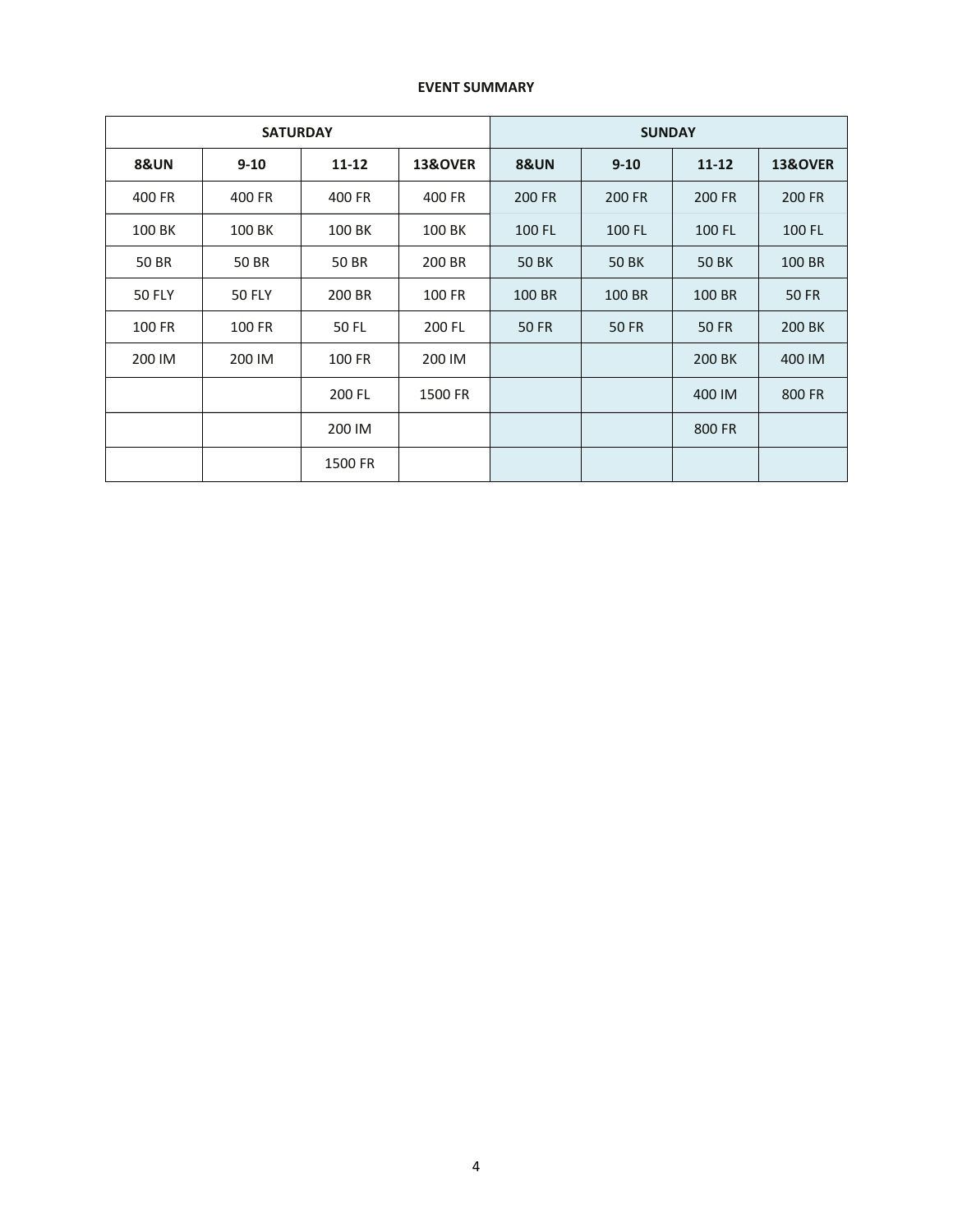**EVENT SUMMARY**

| SATURDAY | | | | SUNDAY | | | |
|---|---|---|---|---|---|---|---|
| **8&UN** | **9-10** | **11-12** | **13&OVER** | **8&UN** | **9-10** | **11-12** | **13&OVER** |
| 400 FR | 400 FR | 400 FR | 400 FR | 200 FR | 200 FR | 200 FR | 200 FR |
| 100 BK | 100 BK | 100 BK | 100 BK | 100 FL | 100 FL | 100 FL | 100 FL |
| 50 BR | 50 BR | 50 BR | 200 BR | 50 BK | 50 BK | 50 BK | 100 BR |
| 50 FLY | 50 FLY | 200 BR | 100 FR | 100 BR | 100 BR | 100 BR | 50 FR |
| 100 FR | 100 FR | 50 FL | 200 FL | 50 FR | 50 FR | 50 FR | 200 BK |
| 200 IM | 200 IM | 100 FR | 200 IM | | | 200 BK | 400 IM |
| | | 200 FL | 1500 FR | | | 400 IM | 800 FR |
| | | 200 IM | | | | 800 FR | |
| | | 1500 FR | | | | | |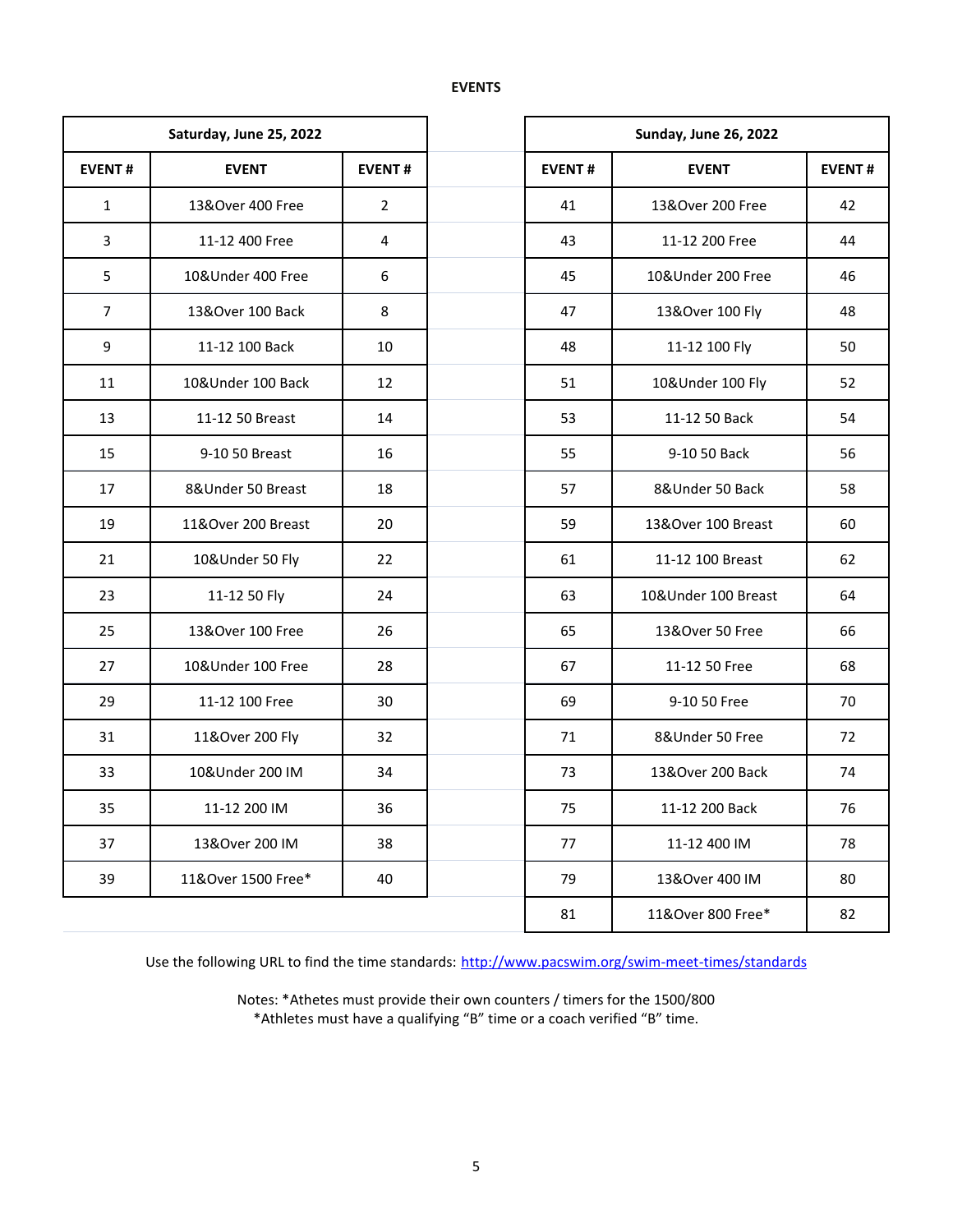## EVENTS

| Saturday, June 25, 2022 | | |
|---|---|---|
| EVENT # | EVENT | EVENT # |
| 1 | 13&Over 400 Free | 2 |
| 3 | 11-12 400 Free | 4 |
| 5 | 10&Under 400 Free | 6 |
| 7 | 13&Over 100 Back | 8 |
| 9 | 11-12 100 Back | 10 |
| 11 | 10&Under 100 Back | 12 |
| 13 | 11-12 50 Breast | 14 |
| 15 | 9-10 50 Breast | 16 |
| 17 | 8&Under 50 Breast | 18 |
| 19 | 11&Over 200 Breast | 20 |
| 21 | 10&Under 50 Fly | 22 |
| 23 | 11-12 50 Fly | 24 |
| 25 | 13&Over 100 Free | 26 |
| 27 | 10&Under 100 Free | 28 |
| 29 | 11-12 100 Free | 30 |
| 31 | 11&Over 200 Fly | 32 |
| 33 | 10&Under 200 IM | 34 |
| 35 | 11-12 200 IM | 36 |
| 37 | 13&Over 200 IM | 38 |
| 39 | 11&Over 1500 Free* | 40 |

| Sunday, June 26, 2022 | | |
|---|---|---|
| EVENT # | EVENT | EVENT # |
| 41 | 13&Over 200 Free | 42 |
| 43 | 11-12 200 Free | 44 |
| 45 | 10&Under 200 Free | 46 |
| 47 | 13&Over 100 Fly | 48 |
| 48 | 11-12 100 Fly | 50 |
| 51 | 10&Under 100 Fly | 52 |
| 53 | 11-12 50 Back | 54 |
| 55 | 9-10 50 Back | 56 |
| 57 | 8&Under 50 Back | 58 |
| 59 | 13&Over 100 Breast | 60 |
| 61 | 11-12 100 Breast | 62 |
| 63 | 10&Under 100 Breast | 64 |
| 65 | 13&Over 50 Free | 66 |
| 67 | 11-12 50 Free | 68 |
| 69 | 9-10 50 Free | 70 |
| 71 | 8&Under 50 Free | 72 |
| 73 | 13&Over 200 Back | 74 |
| 75 | 11-12 200 Back | 76 |
| 77 | 11-12 400 IM | 78 |
| 79 | 13&Over 400 IM | 80 |
| 81 | 11&Over 800 Free* | 82 |

Use the following URL to find the time standards: http://www.pacswim.org/swim-meet-times/standards

Notes: *Athetes must provide their own counters / timers for the 1500/800
*Athletes must have a qualifying "B" time or a coach verified "B" time.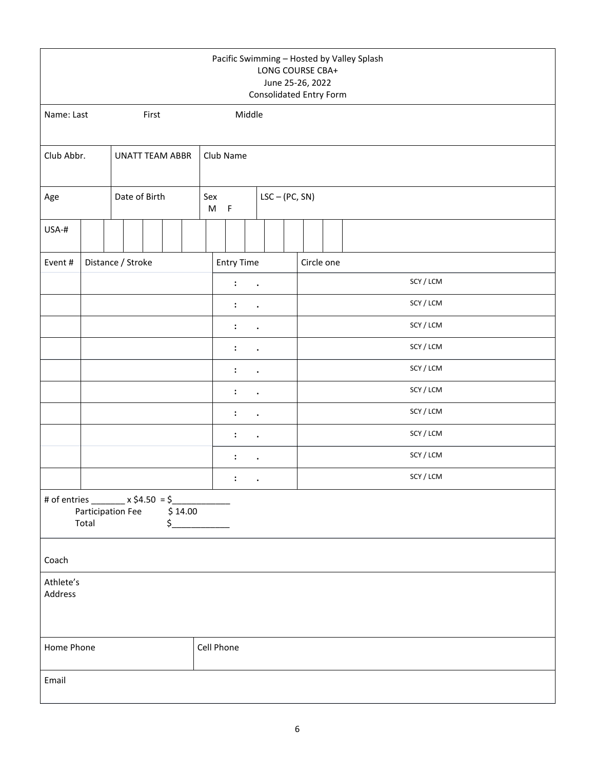Pacific Swimming – Hosted by Valley Splash
LONG COURSE CBA+
June 25-26, 2022
Consolidated Entry Form

| | | | | | |
|---|---|---|---|---|---|
| Name: Last | | First | | Middle | |
| Club Abbr. | UNATT TEAM ABBR | | Club Name | | |
| Age | Date of Birth | | Sex M F | LSC – (PC, SN) | |
| USA-# | | | | | |

| Event # | Distance / Stroke | Entry Time | Circle one |
|---|---|---|---|
| | | : . | SCY / LCM |
| | | : . | SCY / LCM |
| | | : . | SCY / LCM |
| | | : . | SCY / LCM |
| | | : . | SCY / LCM |
| | | : . | SCY / LCM |
| | | : . | SCY / LCM |
| | | : . | SCY / LCM |
| | | : . | SCY / LCM |
| | | : . | SCY / LCM |

# of entries _______ x $4.50 = $____________
Participation Fee $ 14.00
Total $____________

Coach

Athlete's Address

| | |
|---|---|
| Home Phone | Cell Phone |

Email